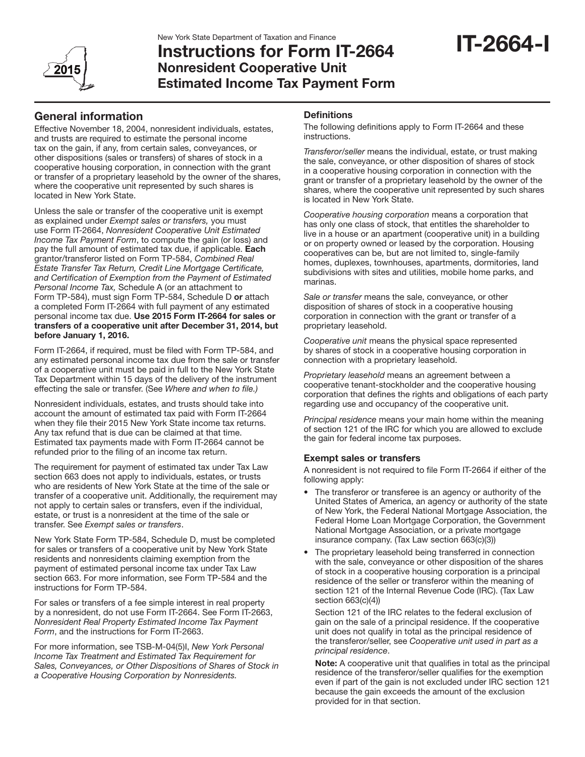New York State Department of Taxation and Finance

# Instructions for Form IT-2664 Nonresident Cooperative Unit Estimated Income Tax Payment Form

**IT-2664-I**

2015

## General information

Effective November 18, 2004, nonresident individuals, estates, and trusts are required to estimate the personal income tax on the gain, if any, from certain sales, conveyances, or other dispositions (sales or transfers) of shares of stock in a cooperative housing corporation, in connection with the grant or transfer of a proprietary leasehold by the owner of the shares, where the cooperative unit represented by such shares is located in New York State.

Unless the sale or transfer of the cooperative unit is exempt as explained under *Exempt sales or transfers,* you must use Form IT-2664, *Nonresident Cooperative Unit Estimated Income Tax Payment Form*, to compute the gain (or loss) and pay the full amount of estimated tax due, if applicable. **Each** grantor/transferor listed on Form TP-584, *Combined Real Estate Transfer Tax Return, Credit Line Mortgage Certificate, and Certification of Exemption from the Payment of Estimated Personal Income Tax,* Schedule A (or an attachment to Form TP-584), must sign Form TP-584, Schedule D **or** attach a completed Form IT-2664 with full payment of any estimated personal income tax due. **Use 2015 Form IT-2664 for sales or transfers of a cooperative unit after December 31, 2014, but before January 1, 2016.**

Form IT-2664, if required, must be filed with Form TP-584, and any estimated personal income tax due from the sale or transfer of a cooperative unit must be paid in full to the New York State Tax Department within 15 days of the delivery of the instrument effecting the sale or transfer. (See *Where and when to file.*)

Nonresident individuals, estates, and trusts should take into account the amount of estimated tax paid with Form IT-2664 when they file their 2015 New York State income tax returns. Any tax refund that is due can be claimed at that time. Estimated tax payments made with Form IT-2664 cannot be refunded prior to the filing of an income tax return.

The requirement for payment of estimated tax under Tax Law section 663 does not apply to individuals, estates, or trusts who are residents of New York State at the time of the sale or transfer of a cooperative unit. Additionally, the requirement may not apply to certain sales or transfers, even if the individual, estate, or trust is a nonresident at the time of the sale or transfer. See *Exempt sales or transfers*.

New York State Form TP-584, Schedule D, must be completed for sales or transfers of a cooperative unit by New York State residents and nonresidents claiming exemption from the payment of estimated personal income tax under Tax Law section 663. For more information, see Form TP-584 and the instructions for Form TP-584.

For sales or transfers of a fee simple interest in real property by a nonresident, do not use Form IT-2664. See Form IT-2663, *Nonresident Real Property Estimated Income Tax Payment Form*, and the instructions for Form IT-2663.

For more information, see TSB-M-04(5)I, *New York Personal Income Tax Treatment and Estimated Tax Requirement for Sales, Conveyances, or Other Dispositions of Shares of Stock in a Cooperative Housing Corporation by Nonresidents.*

### Definitions

The following definitions apply to Form IT-2664 and these instructions.

*Transferor/seller* means the individual, estate, or trust making the sale, conveyance, or other disposition of shares of stock in a cooperative housing corporation in connection with the grant or transfer of a proprietary leasehold by the owner of the shares, where the cooperative unit represented by such shares is located in New York State.

*Cooperative housing corporation* means a corporation that has only one class of stock, that entitles the shareholder to live in a house or an apartment (cooperative unit) in a building or on property owned or leased by the corporation. Housing cooperatives can be, but are not limited to, single-family homes, duplexes, townhouses, apartments, dormitories, land subdivisions with sites and utilities, mobile home parks, and marinas.

*Sale or transfer* means the sale, conveyance, or other disposition of shares of stock in a cooperative housing corporation in connection with the grant or transfer of a proprietary leasehold.

*Cooperative unit* means the physical space represented by shares of stock in a cooperative housing corporation in connection with a proprietary leasehold.

*Proprietary leasehold* means an agreement between a cooperative tenant-stockholder and the cooperative housing corporation that defines the rights and obligations of each party regarding use and occupancy of the cooperative unit.

*Principal residence* means your main home within the meaning of section 121 of the IRC for which you are allowed to exclude the gain for federal income tax purposes.

### Exempt sales or transfers

A nonresident is not required to file Form IT-2664 if either of the following apply:

- The transferor or transferee is an agency or authority of the United States of America, an agency or authority of the state of New York, the Federal National Mortgage Association, the Federal Home Loan Mortgage Corporation, the Government National Mortgage Association, or a private mortgage insurance company. (Tax Law section 663(c)(3))
- The proprietary leasehold being transferred in connection with the sale, conveyance or other disposition of the shares of stock in a cooperative housing corporation is a principal residence of the seller or transferor within the meaning of section 121 of the Internal Revenue Code (IRC). (Tax Law section 663(c)(4))

  Section 121 of the IRC relates to the federal exclusion of gain on the sale of a principal residence. If the cooperative unit does not qualify in total as the principal residence of the transferor/seller, see *Cooperative unit used in part as a principal residence*.

  **Note:** A cooperative unit that qualifies in total as the principal residence of the transferor/seller qualifies for the exemption even if part of the gain is not excluded under IRC section 121 because the gain exceeds the amount of the exclusion provided for in that section.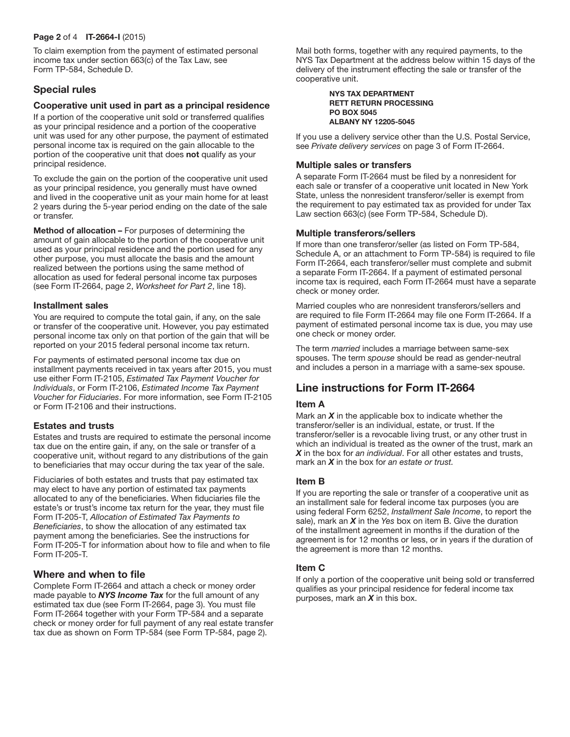To claim exemption from the payment of estimated personal income tax under section 663(c) of the Tax Law, see Form TP-584, Schedule D.

## Special rules

### Cooperative unit used in part as a principal residence

If a portion of the cooperative unit sold or transferred qualifies as your principal residence and a portion of the cooperative unit was used for any other purpose, the payment of estimated personal income tax is required on the gain allocable to the portion of the cooperative unit that does **not** qualify as your principal residence.

To exclude the gain on the portion of the cooperative unit used as your principal residence, you generally must have owned and lived in the cooperative unit as your main home for at least 2 years during the 5-year period ending on the date of the sale or transfer.

**Method of allocation –** For purposes of determining the amount of gain allocable to the portion of the cooperative unit used as your principal residence and the portion used for any other purpose, you must allocate the basis and the amount realized between the portions using the same method of allocation as used for federal personal income tax purposes (see Form IT-2664, page 2, *Worksheet for Part 2*, line 18).

### Installment sales

You are required to compute the total gain, if any, on the sale or transfer of the cooperative unit. However, you pay estimated personal income tax only on that portion of the gain that will be reported on your 2015 federal personal income tax return.

For payments of estimated personal income tax due on installment payments received in tax years after 2015, you must use either Form IT-2105, *Estimated Tax Payment Voucher for Individuals*, or Form IT-2106, *Estimated Income Tax Payment Voucher for Fiduciaries*. For more information, see Form IT-2105 or Form IT-2106 and their instructions.

### Estates and trusts

Estates and trusts are required to estimate the personal income tax due on the entire gain, if any, on the sale or transfer of a cooperative unit, without regard to any distributions of the gain to beneficiaries that may occur during the tax year of the sale.

Fiduciaries of both estates and trusts that pay estimated tax may elect to have any portion of estimated tax payments allocated to any of the beneficiaries. When fiduciaries file the estate's or trust's income tax return for the year, they must file Form IT-205-T, *Allocation of Estimated Tax Payments to Beneficiaries*, to show the allocation of any estimated tax payment among the beneficiaries. See the instructions for Form IT-205-T for information about how to file and when to file Form IT-205-T.

## Where and when to file

Complete Form IT-2664 and attach a check or money order made payable to ***NYS Income Tax*** for the full amount of any estimated tax due (see Form IT-2664, page 3). You must file Form IT-2664 together with your Form TP-584 and a separate check or money order for full payment of any real estate transfer tax due as shown on Form TP-584 (see Form TP-584, page 2).

Mail both forms, together with any required payments, to the NYS Tax Department at the address below within 15 days of the delivery of the instrument effecting the sale or transfer of the cooperative unit.

**NYS TAX DEPARTMENT**
**RETT RETURN PROCESSING**
**PO BOX 5045**
**ALBANY NY 12205-5045**

If you use a delivery service other than the U.S. Postal Service, see *Private delivery services* on page 3 of Form IT-2664.

### Multiple sales or transfers

A separate Form IT-2664 must be filed by a nonresident for each sale or transfer of a cooperative unit located in New York State, unless the nonresident transferor/seller is exempt from the requirement to pay estimated tax as provided for under Tax Law section 663(c) (see Form TP-584, Schedule D).

### Multiple transferors/sellers

If more than one transferor/seller (as listed on Form TP-584, Schedule A, or an attachment to Form TP-584) is required to file Form IT-2664, each transferor/seller must complete and submit a separate Form IT-2664. If a payment of estimated personal income tax is required, each Form IT-2664 must have a separate check or money order.

Married couples who are nonresident transferors/sellers and are required to file Form IT-2664 may file one Form IT-2664. If a payment of estimated personal income tax is due, you may use one check or money order.

The term *married* includes a marriage between same-sex spouses. The term *spouse* should be read as gender-neutral and includes a person in a marriage with a same-sex spouse.

## Line instructions for Form IT-2664

### Item A

Mark an ***X*** in the applicable box to indicate whether the transferor/seller is an individual, estate, or trust. If the transferor/seller is a revocable living trust, or any other trust in which an individual is treated as the owner of the trust, mark an ***X*** in the box for *an individual*. For all other estates and trusts, mark an ***X*** in the box for *an estate or trust.*

### Item B

If you are reporting the sale or transfer of a cooperative unit as an installment sale for federal income tax purposes (you are using federal Form 6252, *Installment Sale Income*, to report the sale), mark an ***X*** in the *Yes* box on item B. Give the duration of the installment agreement in months if the duration of the agreement is for 12 months or less, or in years if the duration of the agreement is more than 12 months.

### Item C

If only a portion of the cooperative unit being sold or transferred qualifies as your principal residence for federal income tax purposes, mark an ***X*** in this box.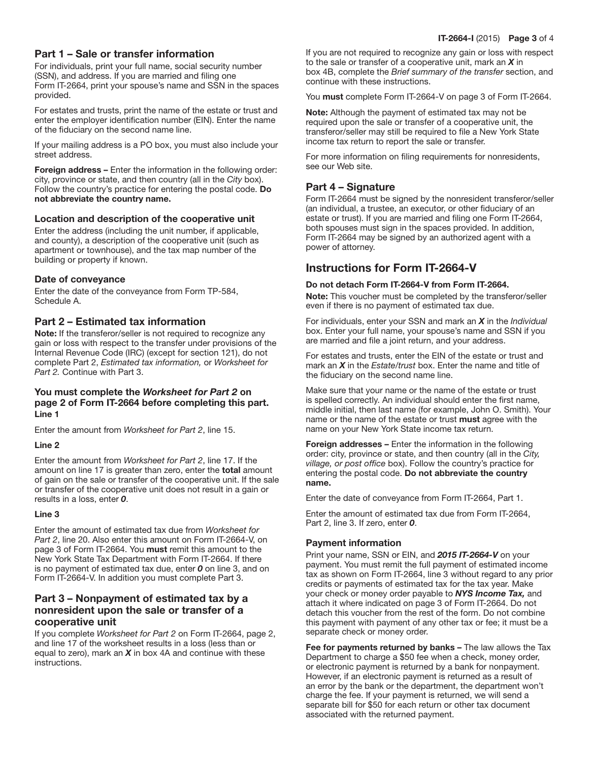## Part 1 – Sale or transfer information

For individuals, print your full name, social security number (SSN), and address. If you are married and filing one Form IT-2664, print your spouse's name and SSN in the spaces provided.

For estates and trusts, print the name of the estate or trust and enter the employer identification number (EIN). Enter the name of the fiduciary on the second name line.

If your mailing address is a PO box, you must also include your street address.

**Foreign address –** Enter the information in the following order: city, province or state, and then country (all in the *City* box). Follow the country's practice for entering the postal code. **Do not abbreviate the country name.**

### Location and description of the cooperative unit

Enter the address (including the unit number, if applicable, and county), a description of the cooperative unit (such as apartment or townhouse), and the tax map number of the building or property if known.

### Date of conveyance

Enter the date of the conveyance from Form TP-584, Schedule A.

## Part 2 – Estimated tax information

**Note:** If the transferor/seller is not required to recognize any gain or loss with respect to the transfer under provisions of the Internal Revenue Code (IRC) (except for section 121), do not complete Part 2, *Estimated tax information,* or *Worksheet for Part 2.* Continue with Part 3.

#### You must complete the *Worksheet for Part 2* on page 2 of Form IT-2664 before completing this part.

**Line 1**

Enter the amount from *Worksheet for Part 2*, line 15.

**Line 2**

Enter the amount from *Worksheet for Part 2*, line 17. If the amount on line 17 is greater than zero, enter the **total** amount of gain on the sale or transfer of the cooperative unit. If the sale or transfer of the cooperative unit does not result in a gain or results in a loss, enter ***0***.

**Line 3**

Enter the amount of estimated tax due from *Worksheet for Part 2*, line 20. Also enter this amount on Form IT-2664-V, on page 3 of Form IT-2664. You **must** remit this amount to the New York State Tax Department with Form IT-2664. If there is no payment of estimated tax due, enter ***0*** on line 3, and on Form IT-2664-V. In addition you must complete Part 3.

## Part 3 – Nonpayment of estimated tax by a nonresident upon the sale or transfer of a cooperative unit

If you complete *Worksheet for Part 2* on Form IT-2664, page 2, and line 17 of the worksheet results in a loss (less than or equal to zero), mark an ***X*** in box 4A and continue with these instructions.

If you are not required to recognize any gain or loss with respect to the sale or transfer of a cooperative unit, mark an ***X*** in box 4B, complete the *Brief summary of the transfer* section, and continue with these instructions.

You **must** complete Form IT-2664-V on page 3 of Form IT-2664.

**Note:** Although the payment of estimated tax may not be required upon the sale or transfer of a cooperative unit, the transferor/seller may still be required to file a New York State income tax return to report the sale or transfer.

For more information on filing requirements for nonresidents, see our Web site.

## Part 4 – Signature

Form IT-2664 must be signed by the nonresident transferor/seller (an individual, a trustee, an executor, or other fiduciary of an estate or trust). If you are married and filing one Form IT-2664, both spouses must sign in the spaces provided. In addition, Form IT-2664 may be signed by an authorized agent with a power of attorney.

## Instructions for Form IT-2664-V

**Do not detach Form IT-2664-V from Form IT-2664.**

**Note:** This voucher must be completed by the transferor/seller even if there is no payment of estimated tax due.

For individuals, enter your SSN and mark an ***X*** in the *Individual* box. Enter your full name, your spouse's name and SSN if you are married and file a joint return, and your address.

For estates and trusts, enter the EIN of the estate or trust and mark an ***X*** in the *Estate/trust* box. Enter the name and title of the fiduciary on the second name line.

Make sure that your name or the name of the estate or trust is spelled correctly. An individual should enter the first name, middle initial, then last name (for example, John O. Smith). Your name or the name of the estate or trust **must** agree with the name on your New York State income tax return.

**Foreign addresses –** Enter the information in the following order: city, province or state, and then country (all in the *City, village, or post office* box). Follow the country's practice for entering the postal code. **Do not abbreviate the country name.**

Enter the date of conveyance from Form IT-2664, Part 1.

Enter the amount of estimated tax due from Form IT-2664, Part 2, line 3. If zero, enter ***0***.

### Payment information

Print your name, SSN or EIN, and ***2015 IT-2664-V*** on your payment. You must remit the full payment of estimated income tax as shown on Form IT-2664, line 3 without regard to any prior credits or payments of estimated tax for the tax year. Make your check or money order payable to ***NYS Income Tax,*** and attach it where indicated on page 3 of Form IT-2664. Do not detach this voucher from the rest of the form. Do not combine this payment with payment of any other tax or fee; it must be a separate check or money order.

**Fee for payments returned by banks –** The law allows the Tax Department to charge a $50 fee when a check, money order, or electronic payment is returned by a bank for nonpayment. However, if an electronic payment is returned as a result of an error by the bank or the department, the department won't charge the fee. If your payment is returned, we will send a separate bill for $50 for each return or other tax document associated with the returned payment.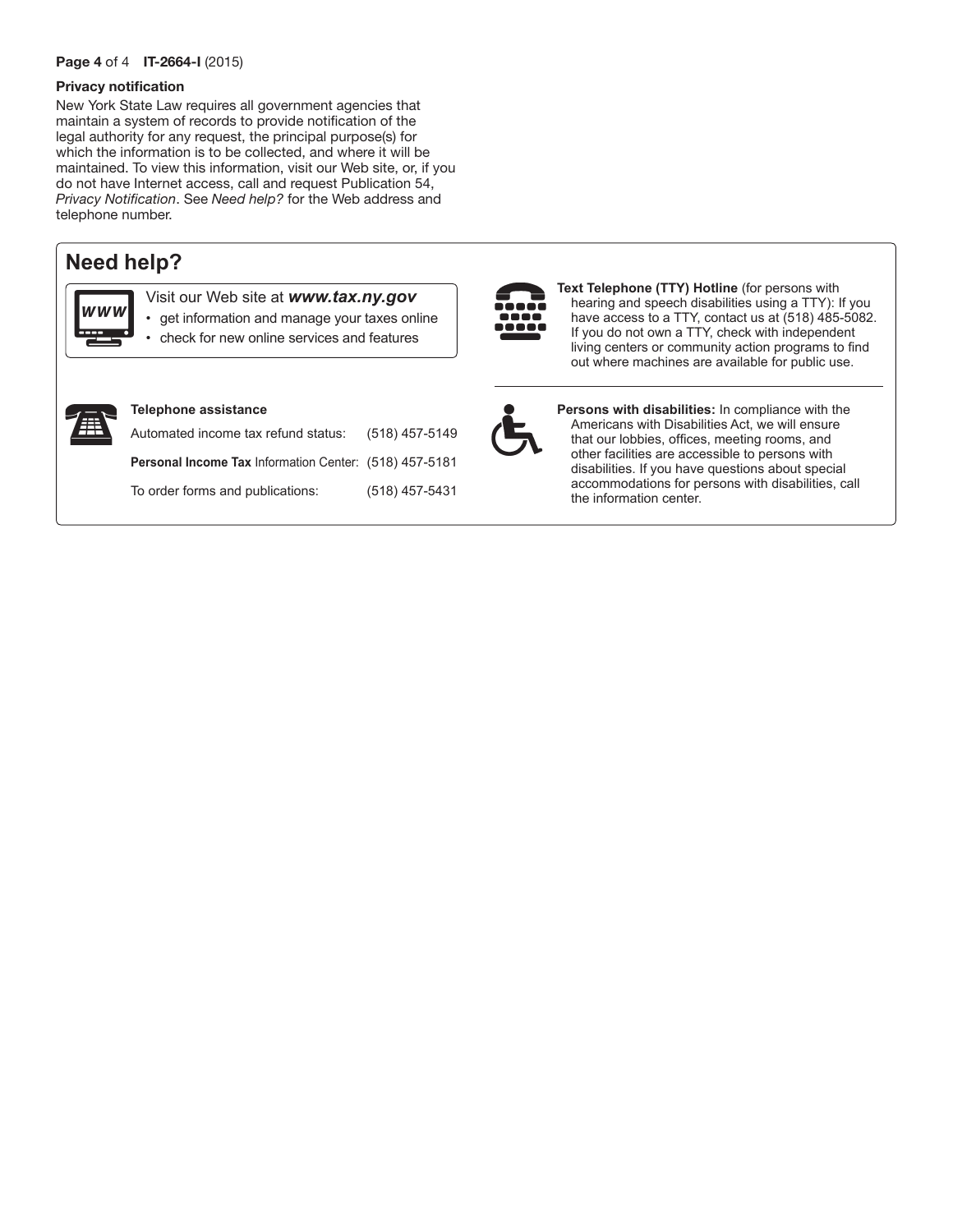#### Privacy notification

New York State Law requires all government agencies that maintain a system of records to provide notification of the legal authority for any request, the principal purpose(s) for which the information is to be collected, and where it will be maintained. To view this information, visit our Web site, or, if you do not have Internet access, call and request Publication 54, *Privacy Notification*. See *Need help?* for the Web address and telephone number.

## Need help?

Visit our Web site at ***www.tax.ny.gov***

- get information and manage your taxes online
- check for new online services and features

**Telephone assistance**

| | |
|---|---|
| Automated income tax refund status: | (518) 457-5149 |
| **Personal Income Tax** Information Center: | (518) 457-5181 |
| To order forms and publications: | (518) 457-5431 |

**Text Telephone (TTY) Hotline** (for persons with hearing and speech disabilities using a TTY): If you have access to a TTY, contact us at (518) 485-5082. If you do not own a TTY, check with independent living centers or community action programs to find out where machines are available for public use.

**Persons with disabilities:** In compliance with the Americans with Disabilities Act, we will ensure that our lobbies, offices, meeting rooms, and other facilities are accessible to persons with disabilities. If you have questions about special accommodations for persons with disabilities, call the information center.